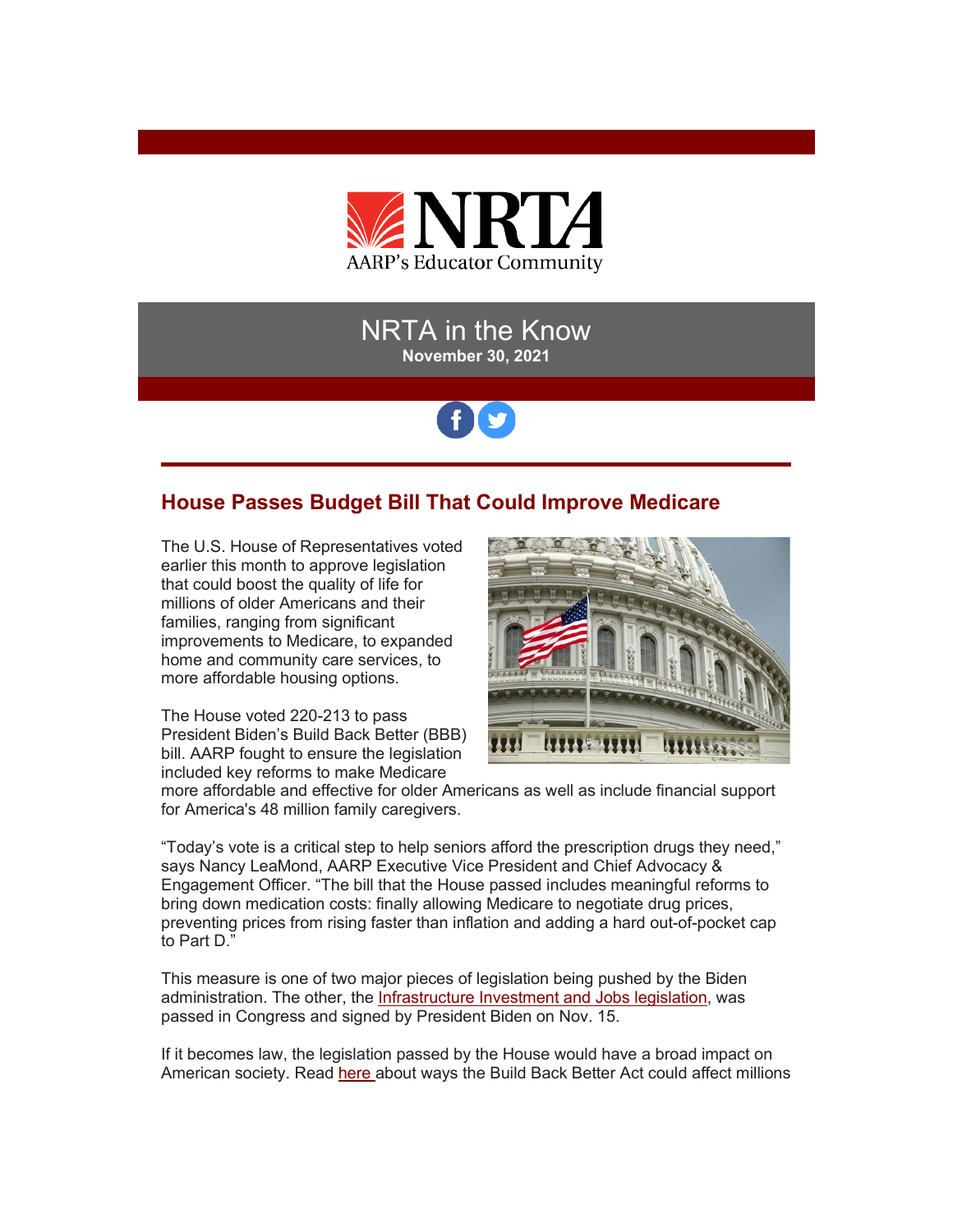NRTA

AARP's Educator Community

# NRTA in the Know

**November 30, 2021**

## House Passes Budget Bill That Could Improve Medicare

The U.S. House of Representatives voted earlier this month to approve legislation that could boost the quality of life for millions of older Americans and their families, ranging from significant improvements to Medicare, to expanded home and community care services, to more affordable housing options.

The House voted 220-213 to pass President Biden's Build Back Better (BBB) bill. AARP fought to ensure the legislation included key reforms to make Medicare more affordable and effective for older Americans as well as include financial support for America's 48 million family caregivers.

"Today's vote is a critical step to help seniors afford the prescription drugs they need," says Nancy LeaMond, AARP Executive Vice President and Chief Advocacy & Engagement Officer. "The bill that the House passed includes meaningful reforms to bring down medication costs: finally allowing Medicare to negotiate drug prices, preventing prices from rising faster than inflation and adding a hard out-of-pocket cap to Part D."

This measure is one of two major pieces of legislation being pushed by the Biden administration. The other, the Infrastructure Investment and Jobs legislation, was passed in Congress and signed by President Biden on Nov. 15.

If it becomes law, the legislation passed by the House would have a broad impact on American society. Read here about ways the Build Back Better Act could affect millions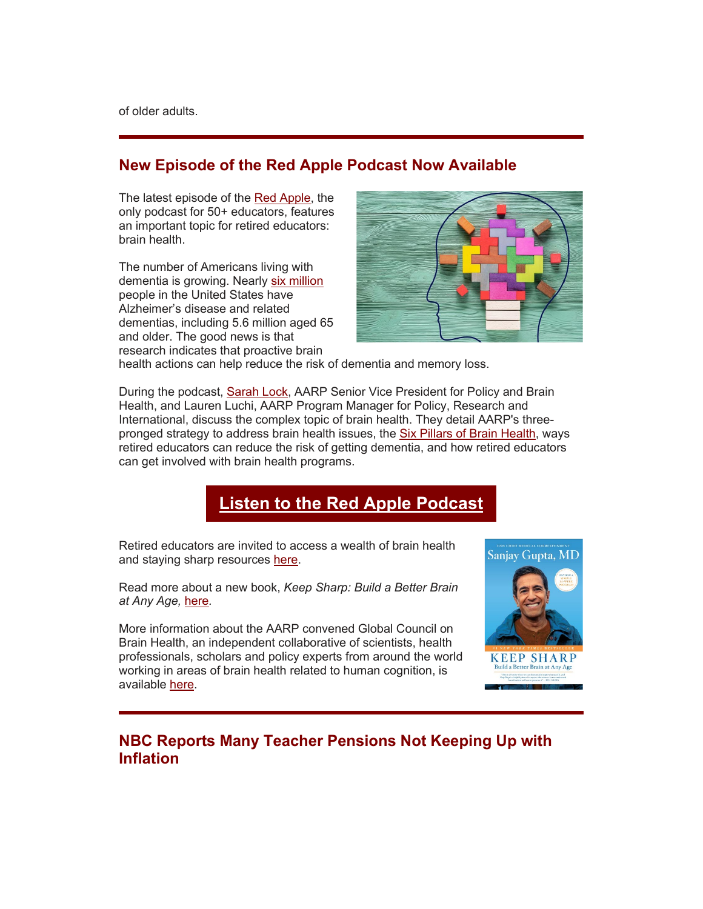of older adults.

## New Episode of the Red Apple Podcast Now Available

The latest episode of the Red Apple, the only podcast for 50+ educators, features an important topic for retired educators: brain health.

The number of Americans living with dementia is growing. Nearly six million people in the United States have Alzheimer's disease and related dementias, including 5.6 million aged 65 and older. The good news is that research indicates that proactive brain health actions can help reduce the risk of dementia and memory loss.

During the podcast, Sarah Lock, AARP Senior Vice President for Policy and Brain Health, and Lauren Luchi, AARP Program Manager for Policy, Research and International, discuss the complex topic of brain health. They detail AARP's three-pronged strategy to address brain health issues, the Six Pillars of Brain Health, ways retired educators can reduce the risk of getting dementia, and how retired educators can get involved with brain health programs.

**Listen to the Red Apple Podcast**

Retired educators are invited to access a wealth of brain health and staying sharp resources here.

Read more about a new book, *Keep Sharp: Build a Better Brain at Any Age,* here.

More information about the AARP convened Global Council on Brain Health, an independent collaborative of scientists, health professionals, scholars and policy experts from around the world working in areas of brain health related to human cognition, is available here.

## NBC Reports Many Teacher Pensions Not Keeping Up with Inflation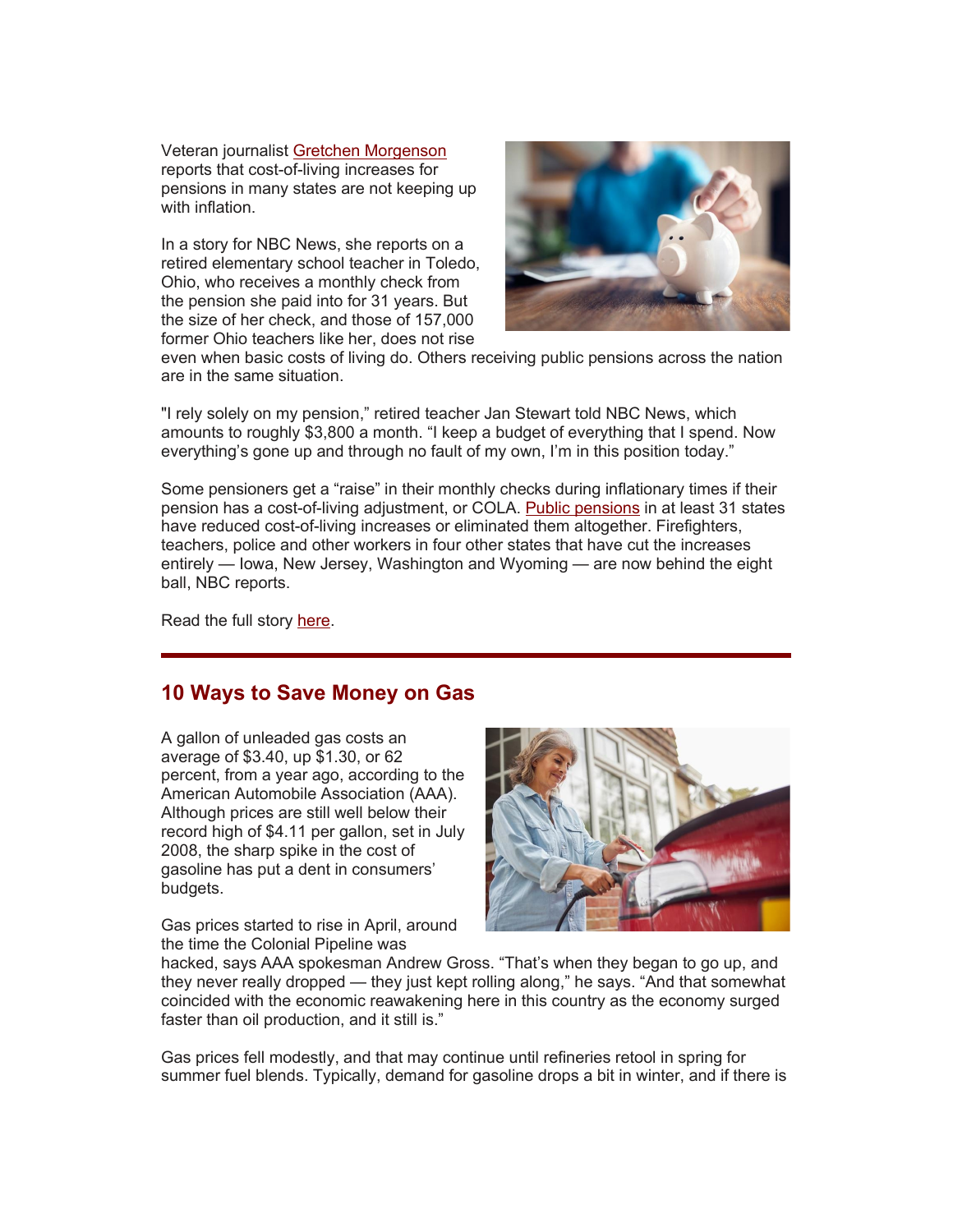Veteran journalist Gretchen Morgenson reports that cost-of-living increases for pensions in many states are not keeping up with inflation.

In a story for NBC News, she reports on a retired elementary school teacher in Toledo, Ohio, who receives a monthly check from the pension she paid into for 31 years. But the size of her check, and those of 157,000 former Ohio teachers like her, does not rise even when basic costs of living do. Others receiving public pensions across the nation are in the same situation.

"I rely solely on my pension," retired teacher Jan Stewart told NBC News, which amounts to roughly $3,800 a month. "I keep a budget of everything that I spend. Now everything's gone up and through no fault of my own, I'm in this position today."

Some pensioners get a "raise" in their monthly checks during inflationary times if their pension has a cost-of-living adjustment, or COLA. Public pensions in at least 31 states have reduced cost-of-living increases or eliminated them altogether. Firefighters, teachers, police and other workers in four other states that have cut the increases entirely — Iowa, New Jersey, Washington and Wyoming — are now behind the eight ball, NBC reports.

Read the full story here.

---

## 10 Ways to Save Money on Gas

A gallon of unleaded gas costs an average of $3.40, up $1.30, or 62 percent, from a year ago, according to the American Automobile Association (AAA). Although prices are still well below their record high of $4.11 per gallon, set in July 2008, the sharp spike in the cost of gasoline has put a dent in consumers' budgets.

Gas prices started to rise in April, around the time the Colonial Pipeline was hacked, says AAA spokesman Andrew Gross. "That's when they began to go up, and they never really dropped — they just kept rolling along," he says. "And that somewhat coincided with the economic reawakening here in this country as the economy surged faster than oil production, and it still is."

Gas prices fell modestly, and that may continue until refineries retool in spring for summer fuel blends. Typically, demand for gasoline drops a bit in winter, and if there is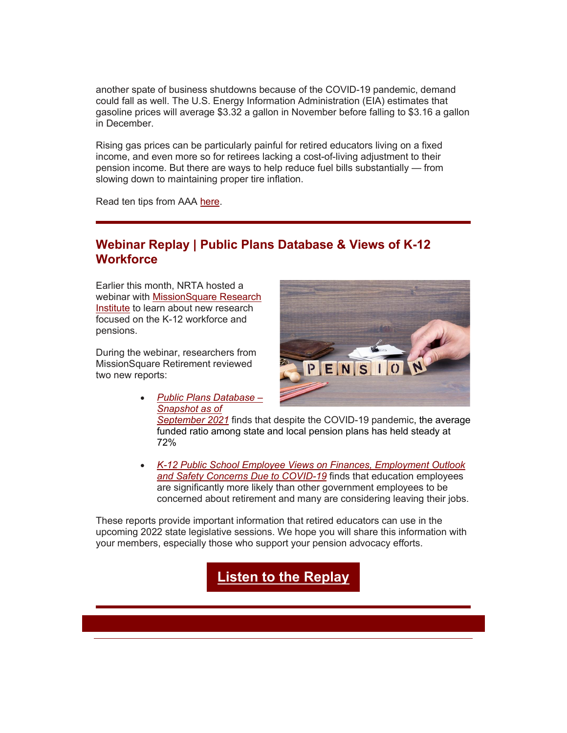another spate of business shutdowns because of the COVID-19 pandemic, demand could fall as well. The U.S. Energy Information Administration (EIA) estimates that gasoline prices will average $3.32 a gallon in November before falling to $3.16 a gallon in December.

Rising gas prices can be particularly painful for retired educators living on a fixed income, and even more so for retirees lacking a cost-of-living adjustment to their pension income. But there are ways to help reduce fuel bills substantially — from slowing down to maintaining proper tire inflation.

Read ten tips from AAA here.

---

## Webinar Replay | Public Plans Database & Views of K-12 Workforce

Earlier this month, NRTA hosted a webinar with MissionSquare Research Institute to learn about new research focused on the K-12 workforce and pensions.

During the webinar, researchers from MissionSquare Retirement reviewed two new reports:

- *Public Plans Database – Snapshot as of September 2021* finds that despite the COVID-19 pandemic, the average funded ratio among state and local pension plans has held steady at 72%
- *K-12 Public School Employee Views on Finances, Employment Outlook and Safety Concerns Due to COVID-19* finds that education employees are significantly more likely than other government employees to be concerned about retirement and many are considering leaving their jobs.

These reports provide important information that retired educators can use in the upcoming 2022 state legislative sessions. We hope you will share this information with your members, especially those who support your pension advocacy efforts.

**Listen to the Replay**

---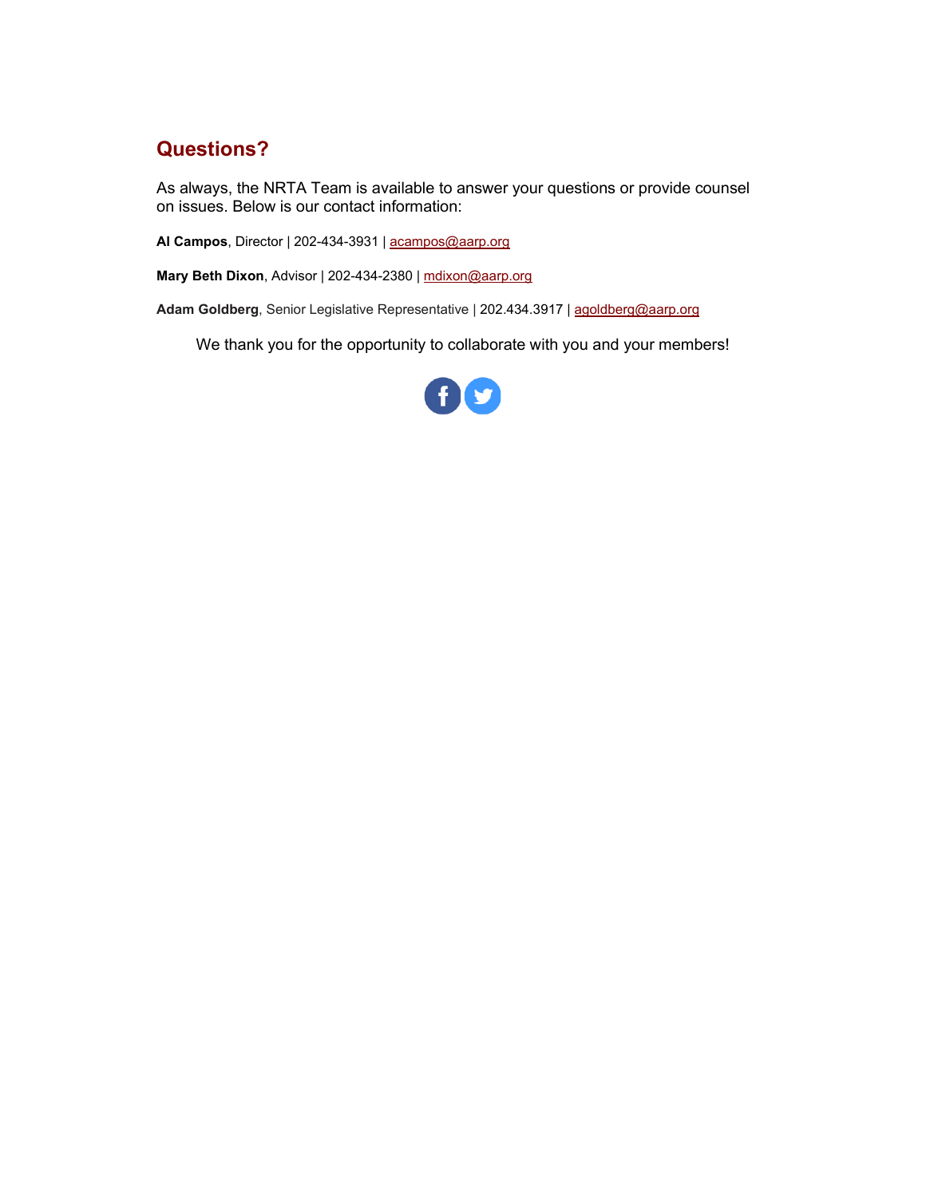## Questions?

As always, the NRTA Team is available to answer your questions or provide counsel on issues. Below is our contact information:

**Al Campos**, Director | 202-434-3931 | acampos@aarp.org

**Mary Beth Dixon**, Advisor | 202-434-2380 | mdixon@aarp.org

**Adam Goldberg**, Senior Legislative Representative | 202.434.3917 | agoldberg@aarp.org

We thank you for the opportunity to collaborate with you and your members!